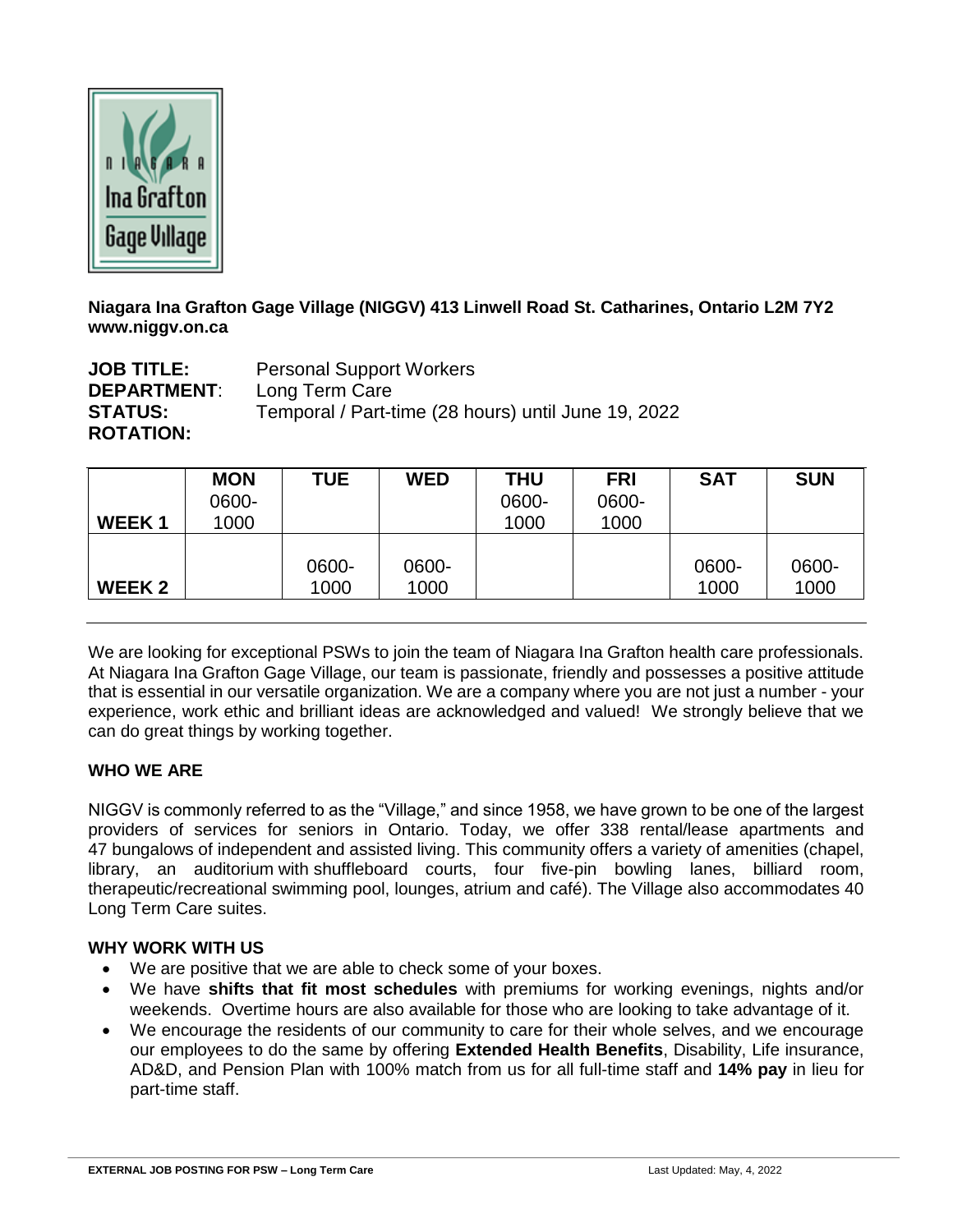**Niagara Ina Grafton Gage Village (NIGGV) 413 Linwell Road St. Catharines, Ontario L2M 7Y2**
**www.niggv.on.ca**

**JOB TITLE:** Personal Support Workers
**DEPARTMENT**: Long Term Care
**STATUS:** Temporal / Part-time (28 hours) until June 19, 2022
**ROTATION:**

| | MON | TUE | WED | THU | FRI | SAT | SUN |
|---|---|---|---|---|---|---|---|
| **WEEK 1** | 0600-1000 | | | 0600-1000 | 0600-1000 | | |
| **WEEK 2** | | 0600-1000 | 0600-1000 | | | 0600-1000 | 0600-1000 |

We are looking for exceptional PSWs to join the team of Niagara Ina Grafton health care professionals. At Niagara Ina Grafton Gage Village, our team is passionate, friendly and possesses a positive attitude that is essential in our versatile organization. We are a company where you are not just a number - your experience, work ethic and brilliant ideas are acknowledged and valued! We strongly believe that we can do great things by working together.

## WHO WE ARE

NIGGV is commonly referred to as the "Village," and since 1958, we have grown to be one of the largest providers of services for seniors in Ontario. Today, we offer 338 rental/lease apartments and 47 bungalows of independent and assisted living. This community offers a variety of amenities (chapel, library, an auditorium with shuffleboard courts, four five-pin bowling lanes, billiard room, therapeutic/recreational swimming pool, lounges, atrium and café). The Village also accommodates 40 Long Term Care suites.

## WHY WORK WITH US

- We are positive that we are able to check some of your boxes.
- We have **shifts that fit most schedules** with premiums for working evenings, nights and/or weekends. Overtime hours are also available for those who are looking to take advantage of it.
- We encourage the residents of our community to care for their whole selves, and we encourage our employees to do the same by offering **Extended Health Benefits**, Disability, Life insurance, AD&D, and Pension Plan with 100% match from us for all full-time staff and **14% pay** in lieu for part-time staff.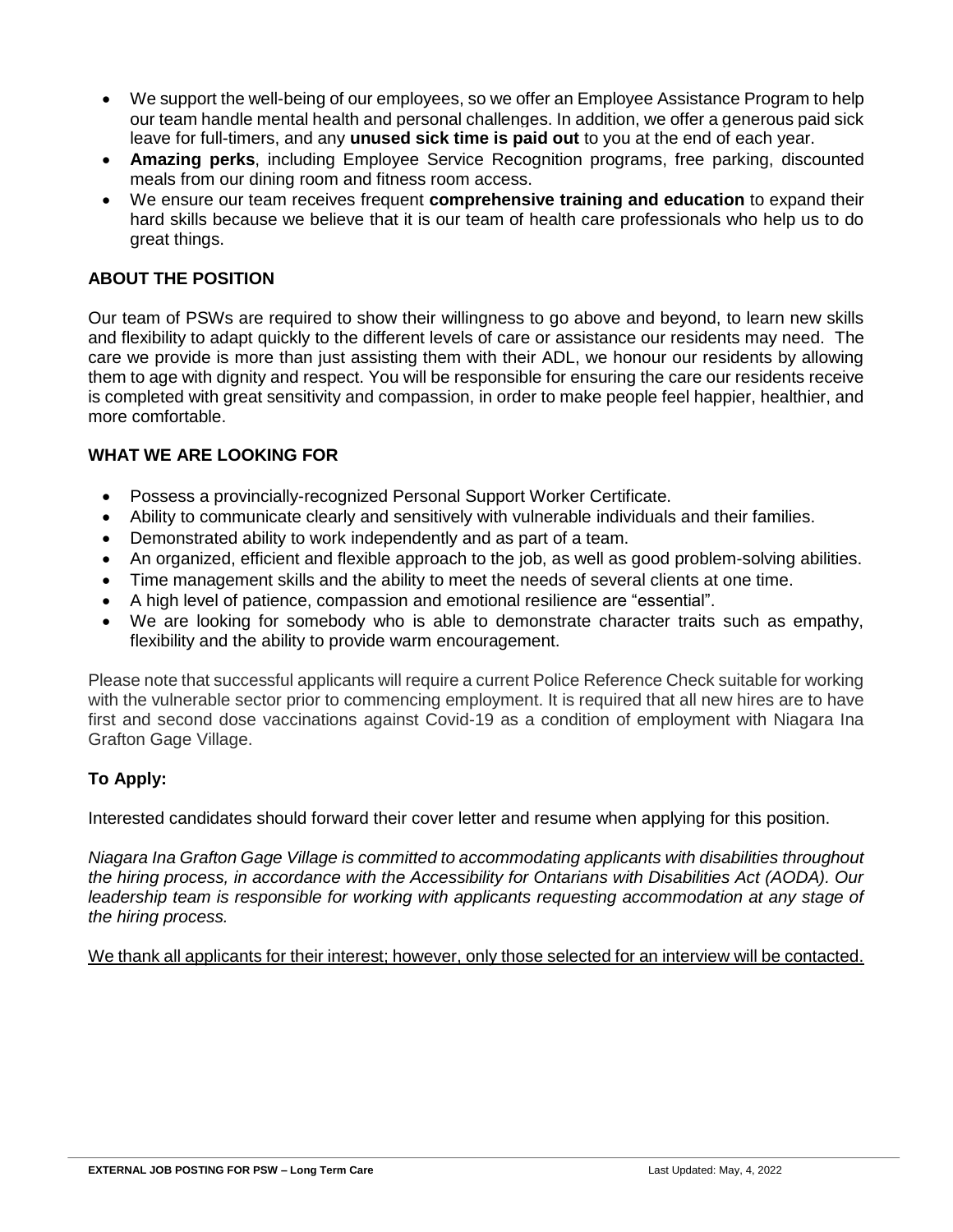- We support the well-being of our employees, so we offer an Employee Assistance Program to help our team handle mental health and personal challenges. In addition, we offer a generous paid sick leave for full-timers, and any **unused sick time is paid out** to you at the end of each year.
- **Amazing perks**, including Employee Service Recognition programs, free parking, discounted meals from our dining room and fitness room access.
- We ensure our team receives frequent **comprehensive training and education** to expand their hard skills because we believe that it is our team of health care professionals who help us to do great things.

## ABOUT THE POSITION

Our team of PSWs are required to show their willingness to go above and beyond, to learn new skills and flexibility to adapt quickly to the different levels of care or assistance our residents may need. The care we provide is more than just assisting them with their ADL, we honour our residents by allowing them to age with dignity and respect. You will be responsible for ensuring the care our residents receive is completed with great sensitivity and compassion, in order to make people feel happier, healthier, and more comfortable.

## WHAT WE ARE LOOKING FOR

- Possess a provincially-recognized Personal Support Worker Certificate.
- Ability to communicate clearly and sensitively with vulnerable individuals and their families.
- Demonstrated ability to work independently and as part of a team.
- An organized, efficient and flexible approach to the job, as well as good problem-solving abilities.
- Time management skills and the ability to meet the needs of several clients at one time.
- A high level of patience, compassion and emotional resilience are "essential".
- We are looking for somebody who is able to demonstrate character traits such as empathy, flexibility and the ability to provide warm encouragement.

Please note that successful applicants will require a current Police Reference Check suitable for working with the vulnerable sector prior to commencing employment. It is required that all new hires are to have first and second dose vaccinations against Covid-19 as a condition of employment with Niagara Ina Grafton Gage Village.

## To Apply:

Interested candidates should forward their cover letter and resume when applying for this position.

*Niagara Ina Grafton Gage Village is committed to accommodating applicants with disabilities throughout the hiring process, in accordance with the Accessibility for Ontarians with Disabilities Act (AODA). Our leadership team is responsible for working with applicants requesting accommodation at any stage of the hiring process.*

<u>We thank all applicants for their interest; however, only those selected for an interview will be contacted.</u>